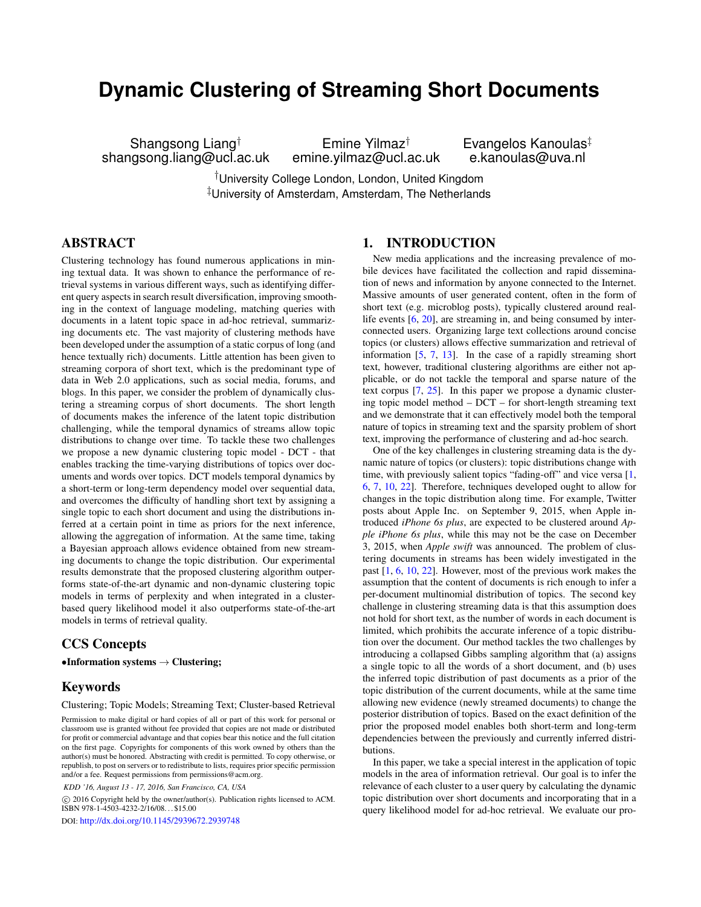# Dynamic Clustering of Streaming Short Documents

Shangsong Liang[†]
shangsong.liang@ucl.ac.uk

Emine Yilmaz[†]
emine.yilmaz@ucl.ac.uk

Evangelos Kanoulas[‡]
e.kanoulas@uva.nl

[†]University College London, London, United Kingdom
[‡]University of Amsterdam, Amsterdam, The Netherlands

## ABSTRACT

Clustering technology has found numerous applications in mining textual data. It was shown to enhance the performance of retrieval systems in various different ways, such as identifying different query aspects in search result diversification, improving smoothing in the context of language modeling, matching queries with documents in a latent topic space in ad-hoc retrieval, summarizing documents etc. The vast majority of clustering methods have been developed under the assumption of a static corpus of long (and hence textually rich) documents. Little attention has been given to streaming corpora of short text, which is the predominant type of data in Web 2.0 applications, such as social media, forums, and blogs. In this paper, we consider the problem of dynamically clustering a streaming corpus of short documents. The short length of documents makes the inference of the latent topic distribution challenging, while the temporal dynamics of streams allow topic distributions to change over time. To tackle these two challenges we propose a new dynamic clustering topic model - DCT - that enables tracking the time-varying distributions of topics over documents and words over topics. DCT models temporal dynamics by a short-term or long-term dependency model over sequential data, and overcomes the difficulty of handling short text by assigning a single topic to each short document and using the distributions inferred at a certain point in time as priors for the next inference, allowing the aggregation of information. At the same time, taking a Bayesian approach allows evidence obtained from new streaming documents to change the topic distribution. Our experimental results demonstrate that the proposed clustering algorithm outperforms state-of-the-art dynamic and non-dynamic clustering topic models in terms of perplexity and when integrated in a cluster-based query likelihood model it also outperforms state-of-the-art models in terms of retrieval quality.

## CCS Concepts

•**Information systems** → **Clustering;**

## Keywords

Clustering; Topic Models; Streaming Text; Cluster-based Retrieval

Permission to make digital or hard copies of all or part of this work for personal or classroom use is granted without fee provided that copies are not made or distributed for profit or commercial advantage and that copies bear this notice and the full citation on the first page. Copyrights for components of this work owned by others than the author(s) must be honored. Abstracting with credit is permitted. To copy otherwise, or republish, to post on servers or to redistribute to lists, requires prior specific permission and/or a fee. Request permissions from permissions@acm.org.

*KDD '16, August 13 - 17, 2016, San Francisco, CA, USA*

© 2016 Copyright held by the owner/author(s). Publication rights licensed to ACM. ISBN 978-1-4503-4232-2/16/08…$15.00

DOI: http://dx.doi.org/10.1145/2939672.2939748

## 1. INTRODUCTION

New media applications and the increasing prevalence of mobile devices have facilitated the collection and rapid dissemination of news and information by anyone connected to the Internet. Massive amounts of user generated content, often in the form of short text (e.g. microblog posts), typically clustered around real-life events [6, 20], are streaming in, and being consumed by interconnected users. Organizing large text collections around concise topics (or clusters) allows effective summarization and retrieval of information [5, 7, 13]. In the case of a rapidly streaming short text, however, traditional clustering algorithms are either not applicable, or do not tackle the temporal and sparse nature of the text corpus [7, 25]. In this paper we propose a dynamic clustering topic model method – DCT – for short-length streaming text and we demonstrate that it can effectively model both the temporal nature of topics in streaming text and the sparsity problem of short text, improving the performance of clustering and ad-hoc search.

One of the key challenges in clustering streaming data is the dynamic nature of topics (or clusters): topic distributions change with time, with previously salient topics "fading-off" and vice versa [1, 6, 7, 10, 22]. Therefore, techniques developed ought to allow for changes in the topic distribution along time. For example, Twitter posts about Apple Inc. on September 9, 2015, when Apple introduced *iPhone 6s plus*, are expected to be clustered around *Apple iPhone 6s plus*, while this may not be the case on December 3, 2015, when *Apple swift* was announced. The problem of clustering documents in streams has been widely investigated in the past [1, 6, 10, 22]. However, most of the previous work makes the assumption that the content of documents is rich enough to infer a per-document multinomial distribution of topics. The second key challenge in clustering streaming data is that this assumption does not hold for short text, as the number of words in each document is limited, which prohibits the accurate inference of a topic distribution over the document. Our method tackles the two challenges by introducing a collapsed Gibbs sampling algorithm that (a) assigns a single topic to all the words of a short document, and (b) uses the inferred topic distribution of past documents as a prior of the topic distribution of the current documents, while at the same time allowing new evidence (newly streamed documents) to change the posterior distribution of topics. Based on the exact definition of the prior the proposed model enables both short-term and long-term dependencies between the previously and currently inferred distributions.

In this paper, we take a special interest in the application of topic models in the area of information retrieval. Our goal is to infer the relevance of each cluster to a user query by calculating the dynamic topic distribution over short documents and incorporating that in a query likelihood model for ad-hoc retrieval. We evaluate our pro-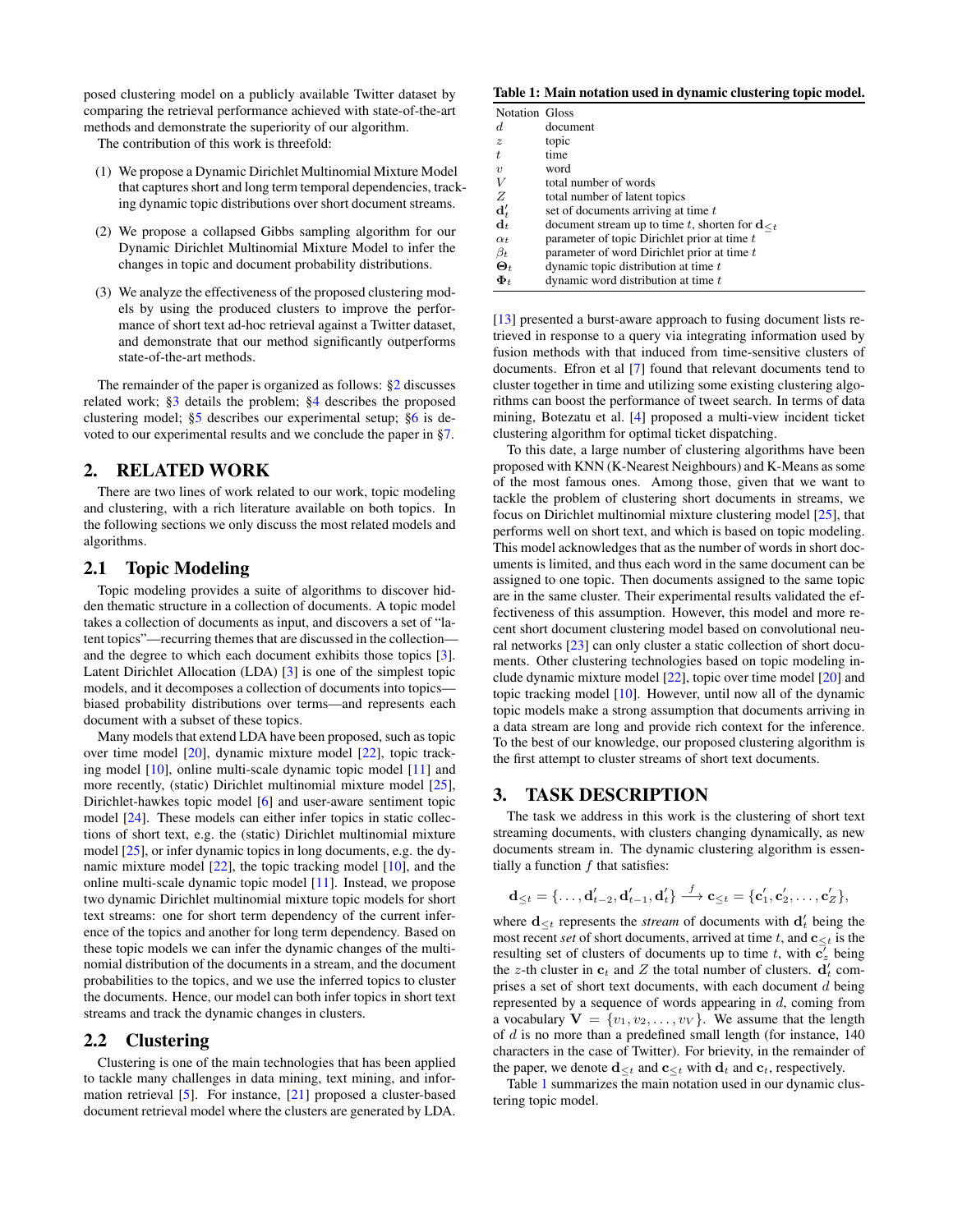posed clustering model on a publicly available Twitter dataset by comparing the retrieval performance achieved with state-of-the-art methods and demonstrate the superiority of our algorithm.

The contribution of this work is threefold:

(1) We propose a Dynamic Dirichlet Multinomial Mixture Model that captures short and long term temporal dependencies, tracking dynamic topic distributions over short document streams.

(2) We propose a collapsed Gibbs sampling algorithm for our Dynamic Dirichlet Multinomial Mixture Model to infer the changes in topic and document probability distributions.

(3) We analyze the effectiveness of the proposed clustering models by using the produced clusters to improve the performance of short text ad-hoc retrieval against a Twitter dataset, and demonstrate that our method significantly outperforms state-of-the-art methods.

The remainder of the paper is organized as follows: §2 discusses related work; §3 details the problem; §4 describes the proposed clustering model; §5 describes our experimental setup; §6 is devoted to our experimental results and we conclude the paper in §7.

## 2. RELATED WORK

There are two lines of work related to our work, topic modeling and clustering, with a rich literature available on both topics. In the following sections we only discuss the most related models and algorithms.

### 2.1 Topic Modeling

Topic modeling provides a suite of algorithms to discover hidden thematic structure in a collection of documents. A topic model takes a collection of documents as input, and discovers a set of "latent topics"—recurring themes that are discussed in the collection—and the degree to which each document exhibits those topics [3]. Latent Dirichlet Allocation (LDA) [3] is one of the simplest topic models, and it decomposes a collection of documents into topics—biased probability distributions over terms—and represents each document with a subset of these topics.

Many models that extend LDA have been proposed, such as topic over time model [20], dynamic mixture model [22], topic tracking model [10], online multi-scale dynamic topic model [11] and more recently, (static) Dirichlet multinomial mixture model [25], Dirichlet-hawkes topic model [6] and user-aware sentiment topic model [24]. These models can either infer topics in static collections of short text, e.g. the (static) Dirichlet multinomial mixture model [25], or infer dynamic topics in long documents, e.g. the dynamic mixture model [22], the topic tracking model [10], and the online multi-scale dynamic topic model [11]. Instead, we propose two dynamic Dirichlet multinomial mixture topic models for short text streams: one for short term dependency of the current inference of the topics and another for long term dependency. Based on these topic models we can infer the dynamic changes of the multinomial distribution of the documents in a stream, and the document probabilities to the topics, and we use the inferred topics to cluster the documents. Hence, our model can both infer topics in short text streams and track the dynamic changes in clusters.

### 2.2 Clustering

Clustering is one of the main technologies that has been applied to tackle many challenges in data mining, text mining, and information retrieval [5]. For instance, [21] proposed a cluster-based document retrieval model where the clusters are generated by LDA.

**Table 1: Main notation used in dynamic clustering topic model.**

| Notation | Gloss |
|---|---|
| $d$ | document |
| $z$ | topic |
| $t$ | time |
| $v$ | word |
| $V$ | total number of words |
| $Z$ | total number of latent topics |
| $\mathbf{d}'_t$ | set of documents arriving at time $t$ |
| $\mathbf{d}_t$ | document stream up to time $t$, shorten for $\mathbf{d}_{\leq t}$ |
| $\alpha_t$ | parameter of topic Dirichlet prior at time $t$ |
| $\beta_t$ | parameter of word Dirichlet prior at time $t$ |
| $\mathbf{\Theta}_t$ | dynamic topic distribution at time $t$ |
| $\mathbf{\Phi}_t$ | dynamic word distribution at time $t$ |

[13] presented a burst-aware approach to fusing document lists retrieved in response to a query via integrating information used by fusion methods with that induced from time-sensitive clusters of documents. Efron et al [7] found that relevant documents tend to cluster together in time and utilizing some existing clustering algorithms can boost the performance of tweet search. In terms of data mining, Botezatu et al. [4] proposed a multi-view incident ticket clustering algorithm for optimal ticket dispatching.

To this date, a large number of clustering algorithms have been proposed with KNN (K-Nearest Neighbours) and K-Means as some of the most famous ones. Among those, given that we want to tackle the problem of clustering short documents in streams, we focus on Dirichlet multinomial mixture clustering model [25], that performs well on short text, and which is based on topic modeling. This model acknowledges that as the number of words in short documents is limited, and thus each word in the same document can be assigned to one topic. Then documents assigned to the same topic are in the same cluster. Their experimental results validated the effectiveness of this assumption. However, this model and more recent short document clustering model based on convolutional neural networks [23] can only cluster a static collection of short documents. Other clustering technologies based on topic modeling include dynamic mixture model [22], topic over time model [20] and topic tracking model [10]. However, until now all of the dynamic topic models make a strong assumption that documents arriving in a data stream are long and provide rich context for the inference. To the best of our knowledge, our proposed clustering algorithm is the first attempt to cluster streams of short text documents.

## 3. TASK DESCRIPTION

The task we address in this work is the clustering of short text streaming documents, with clusters changing dynamically, as new documents stream in. The dynamic clustering algorithm is essentially a function $f$ that satisfies:

$$\mathbf{d}_{\leq t} = \{\ldots, \mathbf{d}'_{t-2}, \mathbf{d}'_{t-1}, \mathbf{d}'_t\} \xrightarrow{f} \mathbf{c}_{\leq t} = \{\mathbf{c}'_1, \mathbf{c}'_2, \ldots, \mathbf{c}'_Z\},$$

where $\mathbf{d}_{\leq t}$ represents the *stream* of documents with $\mathbf{d}'_t$ being the most recent *set* of short documents, arrived at time $t$, and $\mathbf{c}_{\leq t}$ is the resulting set of clusters of documents up to time $t$, with $\mathbf{c}'_z$ being the $z$-th cluster in $\mathbf{c}_t$ and $Z$ the total number of clusters. $\mathbf{d}'_t$ comprises a set of short text documents, with each document $d$ being represented by a sequence of words appearing in $d$, coming from a vocabulary $\mathbf{V} = \{v_1, v_2, \ldots, v_V\}$. We assume that the length of $d$ is no more than a predefined small length (for instance, 140 characters in the case of Twitter). For brievity, in the remainder of the paper, we denote $\mathbf{d}_{\leq t}$ and $\mathbf{c}_{\leq t}$ with $\mathbf{d}_t$ and $\mathbf{c}_t$, respectively.

Table 1 summarizes the main notation used in our dynamic clustering topic model.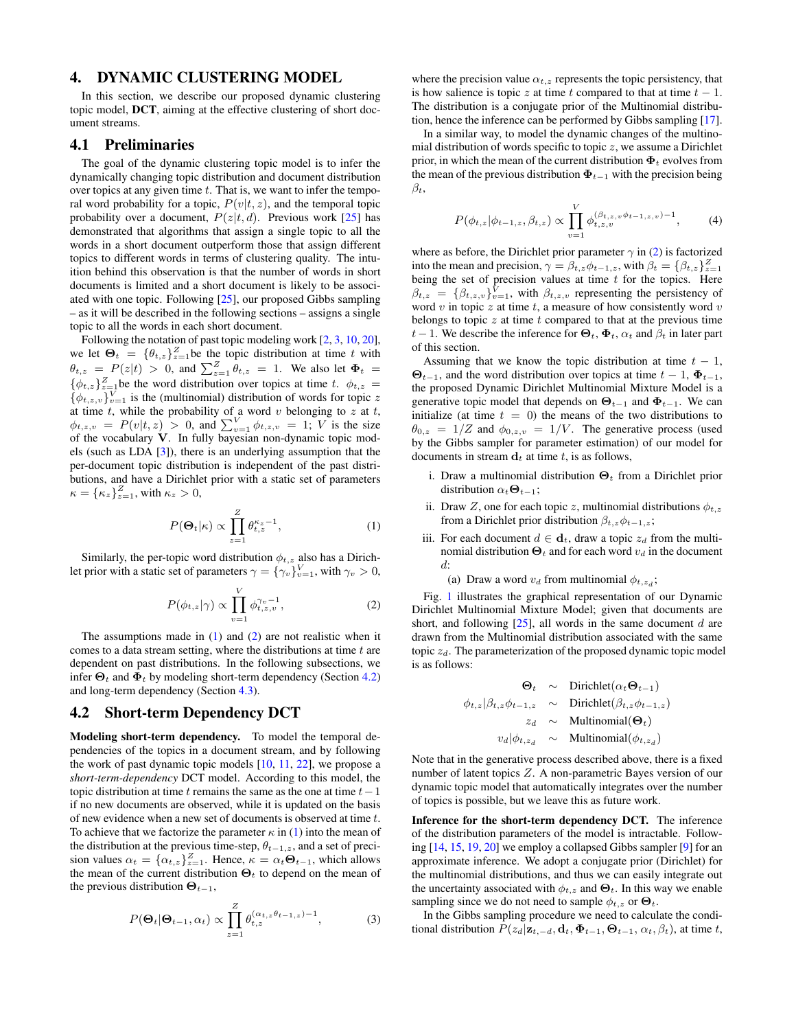## 4. DYNAMIC CLUSTERING MODEL

In this section, we describe our proposed dynamic clustering topic model, **DCT**, aiming at the effective clustering of short document streams.

### 4.1 Preliminaries

The goal of the dynamic clustering topic model is to infer the dynamically changing topic distribution and document distribution over topics at any given time $t$. That is, we want to infer the temporal word probability for a topic, $P(v|t,z)$, and the temporal topic probability over a document, $P(z|t,d)$. Previous work [25] has demonstrated that algorithms that assign a single topic to all the words in a short document outperform those that assign different topics to different words in terms of clustering quality. The intuition behind this observation is that the number of words in short documents is limited and a short document is likely to be associated with one topic. Following [25], our proposed Gibbs sampling – as it will be described in the following sections – assigns a single topic to all the words in each short document.

Following the notation of past topic modeling work [2, 3, 10, 20], we let $\mathbf{\Theta}_t = \{\theta_{t,z}\}_{z=1}^{Z}$ be the topic distribution at time $t$ with $\theta_{t,z} = P(z|t) > 0$, and $\sum_{z=1}^{Z} \theta_{t,z} = 1$. We also let $\mathbf{\Phi}_t = \{\phi_{t,z}\}_{z=1}^{Z}$ be the word distribution over topics at time $t$. $\phi_{t,z} = \{\phi_{t,z,v}\}_{v=1}^{V}$ is the (multinomial) distribution of words for topic $z$ at time $t$, while the probability of a word $v$ belonging to $z$ at $t$, $\phi_{t,z,v} = P(v|t,z) > 0$, and $\sum_{v=1}^{V} \phi_{t,z,v} = 1$; $V$ is the size of the vocabulary $\mathbf{V}$. In fully bayesian non-dynamic topic models (such as LDA [3]), there is an underlying assumption that the per-document topic distribution is independent of the past distributions, and have a Dirichlet prior with a static set of parameters $\kappa = \{\kappa_z\}_{z=1}^{Z}$, with $\kappa_z > 0$,

$$P(\mathbf{\Theta}_t|\kappa) \propto \prod_{z=1}^{Z} \theta_{t,z}^{\kappa_z - 1}, \tag{1}$$

Similarly, the per-topic word distribution $\phi_{t,z}$ also has a Dirichlet prior with a static set of parameters $\gamma = \{\gamma_v\}_{v=1}^{V}$, with $\gamma_v > 0$,

$$P(\phi_{t,z}|\gamma) \propto \prod_{v=1}^{V} \phi_{t,z,v}^{\gamma_v - 1}, \tag{2}$$

The assumptions made in (1) and (2) are not realistic when it comes to a data stream setting, where the distributions at time $t$ are dependent on past distributions. In the following subsections, we infer $\mathbf{\Theta}_t$ and $\mathbf{\Phi}_t$ by modeling short-term dependency (Section 4.2) and long-term dependency (Section 4.3).

### 4.2 Short-term Dependency DCT

**Modeling short-term dependency.** To model the temporal dependencies of the topics in a document stream, and by following the work of past dynamic topic models [10, 11, 22], we propose a *short-term-dependency* DCT model. According to this model, the topic distribution at time $t$ remains the same as the one at time $t-1$ if no new documents are observed, while it is updated on the basis of new evidence when a new set of documents is observed at time $t$. To achieve that we factorize the parameter $\kappa$ in (1) into the mean of the distribution at the previous time-step, $\theta_{t-1,z}$, and a set of precision values $\alpha_t = \{\alpha_{t,z}\}_{z=1}^{Z}$. Hence, $\kappa = \alpha_t \mathbf{\Theta}_{t-1}$, which allows the mean of the current distribution $\mathbf{\Theta}_t$ to depend on the mean of the previous distribution $\mathbf{\Theta}_{t-1}$,

$$P(\mathbf{\Theta}_t|\mathbf{\Theta}_{t-1}, \alpha_t) \propto \prod_{z=1}^{Z} \theta_{t,z}^{(\alpha_{t,z}\theta_{t-1,z})-1}, \tag{3}$$

where the precision value $\alpha_{t,z}$ represents the topic persistency, that is how salience is topic $z$ at time $t$ compared to that at time $t-1$. The distribution is a conjugate prior of the Multinomial distribution, hence the inference can be performed by Gibbs sampling [17].

In a similar way, to model the dynamic changes of the multinomial distribution of words specific to topic $z$, we assume a Dirichlet prior, in which the mean of the current distribution $\mathbf{\Phi}_t$ evolves from the mean of the previous distribution $\mathbf{\Phi}_{t-1}$ with the precision being $\beta_t$,

$$P(\phi_{t,z}|\phi_{t-1,z}, \beta_{t,z}) \propto \prod_{v=1}^{V} \phi_{t,z,v}^{(\beta_{t,z,v}\phi_{t-1,z,v})-1}, \tag{4}$$

where as before, the Dirichlet prior parameter $\gamma$ in (2) is factorized into the mean and precision, $\gamma = \beta_{t,z}\phi_{t-1,z}$, with $\beta_t = \{\beta_{t,z}\}_{z=1}^{Z}$ being the set of precision values at time $t$ for the topics. Here $\beta_{t,z} = \{\beta_{t,z,v}\}_{v=1}^{V}$, with $\beta_{t,z,v}$ representing the persistency of word $v$ in topic $z$ at time $t$, a measure of how consistently word $v$ belongs to topic $z$ at time $t$ compared to that at the previous time $t-1$. We describe the inference for $\mathbf{\Theta}_t$, $\mathbf{\Phi}_t$, $\alpha_t$ and $\beta_t$ in later part of this section.

Assuming that we know the topic distribution at time $t-1$, $\mathbf{\Theta}_{t-1}$, and the word distribution over topics at time $t-1$, $\mathbf{\Phi}_{t-1}$, the proposed Dynamic Dirichlet Multinomial Mixture Model is a generative topic model that depends on $\mathbf{\Theta}_{t-1}$ and $\mathbf{\Phi}_{t-1}$. We can initialize (at time $t=0$) the means of the two distributions to $\theta_{0,z} = 1/Z$ and $\phi_{0,z,v} = 1/V$. The generative process (used by the Gibbs sampler for parameter estimation) of our model for documents in stream $\mathbf{d}_t$ at time $t$, is as follows,

i. Draw a multinomial distribution $\mathbf{\Theta}_t$ from a Dirichlet prior distribution $\alpha_t \mathbf{\Theta}_{t-1}$;
ii. Draw $Z$, one for each topic $z$, multinomial distributions $\phi_{t,z}$ from a Dirichlet prior distribution $\beta_{t,z}\phi_{t-1,z}$;
iii. For each document $d \in \mathbf{d}_t$, draw a topic $z_d$ from the multinomial distribution $\mathbf{\Theta}_t$ and for each word $v_d$ in the document $d$:
    (a) Draw a word $v_d$ from multinomial $\phi_{t,z_d}$;

Fig. 1 illustrates the graphical representation of our Dynamic Dirichlet Multinomial Mixture Model; given that documents are short, and following [25], all words in the same document $d$ are drawn from the Multinomial distribution associated with the same topic $z_d$. The parameterization of the proposed dynamic topic model is as follows:

$$\begin{aligned}
\mathbf{\Theta}_t &\sim \text{Dirichlet}(\alpha_t \mathbf{\Theta}_{t-1}) \\
\phi_{t,z}|\beta_{t,z}\phi_{t-1,z} &\sim \text{Dirichlet}(\beta_{t,z}\phi_{t-1,z}) \\
z_d &\sim \text{Multinomial}(\mathbf{\Theta}_t) \\
v_d|\phi_{t,z_d} &\sim \text{Multinomial}(\phi_{t,z_d})
\end{aligned}$$

Note that in the generative process described above, there is a fixed number of latent topics $Z$. A non-parametric Bayes version of our dynamic topic model that automatically integrates over the number of topics is possible, but we leave this as future work.

**Inference for the short-term dependency DCT.** The inference of the distribution parameters of the model is intractable. Following [14, 15, 19, 20] we employ a collapsed Gibbs sampler [9] for an approximate inference. We adopt a conjugate prior (Dirichlet) for the multinomial distributions, and thus we can easily integrate out the uncertainty associated with $\phi_{t,z}$ and $\mathbf{\Theta}_t$. In this way we enable sampling since we do not need to sample $\phi_{t,z}$ or $\mathbf{\Theta}_t$.

In the Gibbs sampling procedure we need to calculate the conditional distribution $P(z_d|\mathbf{z}_{t,-d}, \mathbf{d}_t, \mathbf{\Phi}_{t-1}, \mathbf{\Theta}_{t-1}, \alpha_t, \beta_t)$, at time $t$,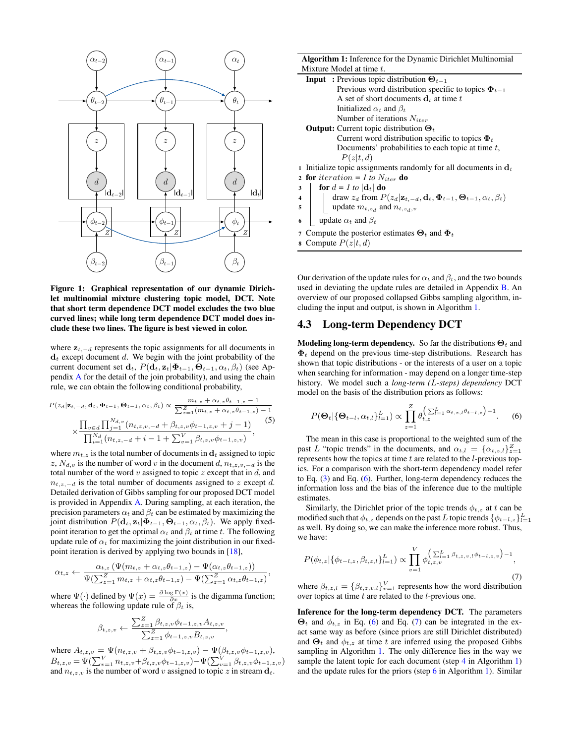**Figure 1: Graphical representation of our dynamic Dirichlet multinomial mixture clustering topic model, DCT. Note that short term dependence DCT model excludes the two blue curved lines; while long term dependence DCT model does include these two lines. The figure is best viewed in color.**

where $\mathbf{z}_{t,-d}$ represents the topic assignments for all documents in $\mathbf{d}_t$ except document $d$. We begin with the joint probability of the current document set $\mathbf{d}_t$, $P(\mathbf{d}_t, \mathbf{z}_t|\mathbf{\Phi}_{t-1}, \mathbf{\Theta}_{t-1}, \alpha_t, \beta_t)$ (see Appendix A for the detail of the join probability), and using the chain rule, we can obtain the following conditional probability,

$$
\begin{aligned}
P(z_d|\mathbf{z}_{t,-d}, \mathbf{d}_t, \mathbf{\Phi}_{t-1}, \mathbf{\Theta}_{t-1}, \alpha_t, \beta_t) \propto \frac{m_{t,z} + \alpha_{t,z}\theta_{t-1,z} - 1}{\sum_{z=1}^{Z}(m_{t,z} + \alpha_{t,z}\theta_{t-1,z}) - 1} \\
\times \frac{\prod_{v \in d}\prod_{j=1}^{N_{d,v}}(n_{t,z,v,-d} + \beta_{t,z,v}\phi_{t-1,z,v} + j - 1)}{\prod_{i=1}^{N_d}(n_{t,z,-d} + i - 1 + \sum_{v=1}^{V}\beta_{t,z,v}\phi_{t-1,z,v})},
\end{aligned}
\tag{5}
$$

where $m_{t,z}$ is the total number of documents in $\mathbf{d}_t$ assigned to topic $z$, $N_{d,v}$ is the number of word $v$ in the document $d$, $n_{t,z,v,-d}$ is the total number of the word $v$ assigned to topic $z$ except that in $d$, and $n_{t,z,-d}$ is the total number of documents assigned to $z$ except $d$. Detailed derivation of Gibbs sampling for our proposed DCT model is provided in Appendix A. During sampling, at each iteration, the precision parameters $\alpha_t$ and $\beta_t$ can be estimated by maximizing the joint distribution $P(\mathbf{d}_t, \mathbf{z}_t|\mathbf{\Phi}_{t-1}, \mathbf{\Theta}_{t-1}, \alpha_t, \beta_t)$. We apply fixed-point iteration to get the optimal $\alpha_t$ and $\beta_t$ at time $t$. The following update rule of $\alpha_t$ for maximizing the joint distribution in our fixed-point iteration is derived by applying two bounds in [18],

$$
\alpha_{t,z} \leftarrow \frac{\alpha_{t,z}\left(\Psi(m_{t,z} + \alpha_{t,z}\theta_{t-1,z}) - \Psi(\alpha_{t,z}\theta_{t-1,z})\right)}{\Psi(\sum_{z=1}^{Z} m_{t,z} + \alpha_{t,z}\theta_{t-1,z}) - \Psi(\sum_{z=1}^{Z}\alpha_{t,z}\theta_{t-1,z})},
$$

where $\Psi(\cdot)$ defined by $\Psi(x) = \frac{\partial \log \Gamma(x)}{\partial x}$ is the digamma function; whereas the following update rule of $\beta_t$ is,

$$
\beta_{t,z,v} \leftarrow \frac{\sum_{z=1}^{Z}\beta_{t,z,v}\phi_{t-1,z,v}A_{t,z,v}}{\sum_{z=1}^{Z}\phi_{t-1,z,v}B_{t,z,v}},
$$

where $A_{t,z,v} = \Psi(n_{t,z,v} + \beta_{t,z,v}\phi_{t-1,z,v}) - \Psi(\beta_{t,z,v}\phi_{t-1,z,v})$, $B_{t,z,v} = \Psi(\sum_{v=1}^{V} n_{t,z,v} + \beta_{t,z,v}\phi_{t-1,z,v}) - \Psi(\sum_{v=1}^{V}\beta_{t,z,v}\phi_{t-1,z,v})$ and $n_{t,z,v}$ is the number of word $v$ assigned to topic $z$ in stream $\mathbf{d}_t$.

---

**Algorithm 1:** Inference for the Dynamic Dirichlet Multinomial Mixture Model at time $t$.

**Input :** Previous topic distribution $\mathbf{\Theta}_{t-1}$
Previous word distribution specific to topics $\mathbf{\Phi}_{t-1}$
A set of short documents $\mathbf{d}_t$ at time $t$
Initialized $\alpha_t$ and $\beta_t$
Number of iterations $N_{iter}$

**Output:** Current topic distribution $\mathbf{\Theta}_t$
Current word distribution specific to topics $\mathbf{\Phi}_t$
Documents' probabilities to each topic at time $t$, $P(z|t, d)$

```
1 Initialize topic assignments randomly for all documents in d_t
2 for iteration = 1 to N_iter do
3     for d = 1 to |d_t| do
4         draw z_d from P(z_d | z_{t,-d}, d_t, Φ_{t-1}, Θ_{t-1}, α_t, β_t)
5         update m_{t,z_d} and n_{t,z_d,v}
6     update α_t and β_t
7 Compute the posterior estimates Θ_t and Φ_t
8 Compute P(z|t, d)
```

---

Our derivation of the update rules for $\alpha_t$ and $\beta_t$, and the two bounds used in deviating the update rules are detailed in Appendix B. An overview of our proposed collapsed Gibbs sampling algorithm, including the input and output, is shown in Algorithm 1.

## 4.3 Long-term Dependency DCT

**Modeling long-term dependency.** So far the distributions $\mathbf{\Theta}_t$ and $\mathbf{\Phi}_t$ depend on the previous time-step distributions. Research has shown that topic distributions - or the interests of a user on a topic when searching for information - may depend on a longer time-step history. We model such a *long-term (L-steps) dependency* DCT model on the basis of the distribution priors as follows:

$$
P(\mathbf{\Theta}_t|\{\mathbf{\Theta}_{t-l}, \alpha_{t,l}\}_{l=1}^{L}) \propto \prod_{z=1}^{Z}\theta_{t,z}^{\left(\sum_{l=1}^{L}\alpha_{t,z,l}\theta_{t-l,z}\right)-1}. \tag{6}
$$

The mean in this case is proportional to the weighted sum of the past $L$ "topic trends" in the documents, and $\alpha_{t,l} = \{\alpha_{t,z,l}\}_{z=1}^{Z}$ represents how the topics at time $t$ are related to the $l$-previous topics. For a comparison with the short-term dependency model refer to Eq. (3) and Eq. (6). Further, long-term dependency reduces the information loss and the bias of the inference due to the multiple estimates.

Similarly, the Dirichlet prior of the topic trends $\phi_{t,z}$ at $t$ can be modified such that $\phi_{t,z}$ depends on the past $L$ topic trends $\{\phi_{t-l,z}\}_{l=1}^{L}$ as well. By doing so, we can make the inference more robust. Thus, we have:

$$
P(\phi_{t,z}|\{\phi_{t-l,z}, \beta_{t,z,l}\}_{l=1}^{L}) \propto \prod_{v=1}^{V}\phi_{t,z,v}^{\left(\sum_{l=1}^{L}\beta_{t,z,v,l}\phi_{t-l,z,v}\right)-1}, \tag{7}
$$

where $\beta_{t,z,l} = \{\beta_{t,z,v,l}\}_{v=1}^{V}$ represents how the word distribution over topics at time $t$ are related to the $l$-previous one.

**Inference for the long-term dependency DCT.** The parameters $\mathbf{\Theta}_t$ and $\phi_{t,z}$ in Eq. (6) and Eq. (7) can be integrated in the exact same way as before (since priors are still Dirichlet distributed) and $\mathbf{\Theta}_t$ and $\phi_{t,z}$ at time $t$ are inferred using the proposed Gibbs sampling in Algorithm 1. The only difference lies in the way we sample the latent topic for each document (step 4 in Algorithm 1) and the update rules for the priors (step 6 in Algorithm 1). Similar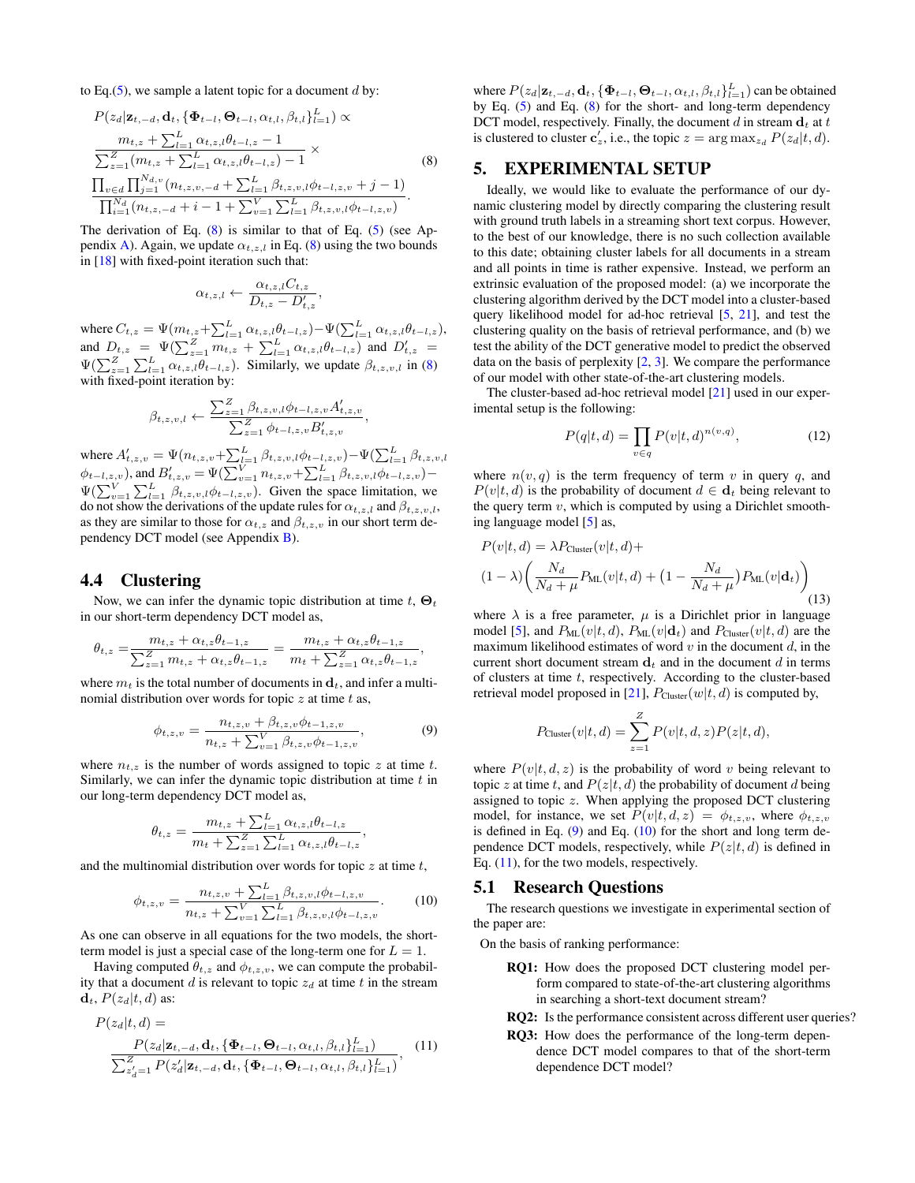to Eq.(5), we sample a latent topic for a document $d$ by:

$$
\begin{aligned}
&P(z_d|\mathbf{z}_{t,-d}, \mathbf{d}_t, \{\mathbf{\Phi}_{t-l}, \mathbf{\Theta}_{t-l}, \alpha_{t,l}, \beta_{t,l}\}_{l=1}^{L}) \propto \\
&\frac{m_{t,z} + \sum_{l=1}^{L} \alpha_{t,z,l}\theta_{t-l,z} - 1}{\sum_{z=1}^{Z}(m_{t,z} + \sum_{l=1}^{L} \alpha_{t,z,l}\theta_{t-l,z}) - 1} \times \\
&\frac{\prod_{v \in d}\prod_{j=1}^{N_{d,v}}(n_{t,z,v,-d} + \sum_{l=1}^{L} \beta_{t,z,v,l}\phi_{t-l,z,v} + j - 1)}{\prod_{i=1}^{N_d}(n_{t,z,-d} + i - 1 + \sum_{v=1}^{V}\sum_{l=1}^{L} \beta_{t,z,v,l}\phi_{t-l,z,v})}.
\end{aligned}
\tag{8}
$$

The derivation of Eq. (8) is similar to that of Eq. (5) (see Appendix A). Again, we update $\alpha_{t,z,l}$ in Eq. (8) using the two bounds in [18] with fixed-point iteration such that:

$$
\alpha_{t,z,l} \leftarrow \frac{\alpha_{t,z,l}C_{t,z}}{D_{t,z} - D'_{t,z}},
$$

where $C_{t,z} = \Psi(m_{t,z} + \sum_{l=1}^{L} \alpha_{t,z,l}\theta_{t-l,z}) - \Psi(\sum_{l=1}^{L} \alpha_{t,z,l}\theta_{t-l,z})$, and $D_{t,z} = \Psi(\sum_{z=1}^{Z} m_{t,z} + \sum_{l=1}^{L} \alpha_{t,z,l}\theta_{t-l,z})$ and $D'_{t,z} = \Psi(\sum_{z=1}^{Z}\sum_{l=1}^{L} \alpha_{t,z,l}\theta_{t-l,z})$. Similarly, we update $\beta_{t,z,v,l}$ in (8) with fixed-point iteration by:

$$
\beta_{t,z,v,l} \leftarrow \frac{\sum_{z=1}^{Z} \beta_{t,z,v,l}\phi_{t-l,z,v}A'_{t,z,v}}{\sum_{z=1}^{Z} \phi_{t-l,z,v}B'_{t,z,v}},
$$

where $A'_{t,z,v} = \Psi(n_{t,z,v} + \sum_{l=1}^{L} \beta_{t,z,v,l}\phi_{t-l,z,v}) - \Psi(\sum_{l=1}^{L} \beta_{t,z,v,l}\phi_{t-l,z,v})$, and $B'_{t,z,v} = \Psi(\sum_{v=1}^{V} n_{t,z,v} + \sum_{l=1}^{L} \beta_{t,z,v,l}\phi_{t-l,z,v}) - \Psi(\sum_{v=1}^{V}\sum_{l=1}^{L} \beta_{t,z,v,l}\phi_{t-l,z,v})$. Given the space limitation, we do not show the derivations of the update rules for $\alpha_{t,z,l}$ and $\beta_{t,z,v,l}$, as they are similar to those for $\alpha_{t,z}$ and $\beta_{t,z,v}$ in our short term dependency DCT model (see Appendix B).

### 4.4 Clustering

Now, we can infer the dynamic topic distribution at time $t$, $\mathbf{\Theta}_t$ in our short-term dependency DCT model as,

$$
\theta_{t,z} = \frac{m_{t,z} + \alpha_{t,z}\theta_{t-1,z}}{\sum_{z=1}^{Z} m_{t,z} + \alpha_{t,z}\theta_{t-1,z}} = \frac{m_{t,z} + \alpha_{t,z}\theta_{t-1,z}}{m_t + \sum_{z=1}^{Z} \alpha_{t,z}\theta_{t-1,z}},
$$

where $m_t$ is the total number of documents in $\mathbf{d}_t$, and infer a multinomial distribution over words for topic $z$ at time $t$ as,

$$
\phi_{t,z,v} = \frac{n_{t,z,v} + \beta_{t,z,v}\phi_{t-1,z,v}}{n_{t,z} + \sum_{v=1}^{V} \beta_{t,z,v}\phi_{t-1,z,v}},
\tag{9}
$$

where $n_{t,z}$ is the number of words assigned to topic $z$ at time $t$. Similarly, we can infer the dynamic topic distribution at time $t$ in our long-term dependency DCT model as,

$$
\theta_{t,z} = \frac{m_{t,z} + \sum_{l=1}^{L} \alpha_{t,z,l}\theta_{t-l,z}}{m_t + \sum_{z=1}^{Z}\sum_{l=1}^{L} \alpha_{t,z,l}\theta_{t-l,z}},
$$

and the multinomial distribution over words for topic $z$ at time $t$,

$$
\phi_{t,z,v} = \frac{n_{t,z,v} + \sum_{l=1}^{L} \beta_{t,z,v,l}\phi_{t-l,z,v}}{n_{t,z} + \sum_{v=1}^{V}\sum_{l=1}^{L} \beta_{t,z,v,l}\phi_{t-l,z,v}}.
\tag{10}
$$

As one can observe in all equations for the two models, the short-term model is just a special case of the long-term one for $L = 1$.

Having computed $\theta_{t,z}$ and $\phi_{t,z,v}$, we can compute the probability that a document $d$ is relevant to topic $z_d$ at time $t$ in the stream $\mathbf{d}_t$, $P(z_d|t, d)$ as:

$$
\begin{aligned}
&P(z_d|t, d) = \\
&\frac{P(z_d|\mathbf{z}_{t,-d}, \mathbf{d}_t, \{\mathbf{\Phi}_{t-l}, \mathbf{\Theta}_{t-l}, \alpha_{t,l}, \beta_{t,l}\}_{l=1}^{L})}{\sum_{z'_d=1}^{Z} P(z'_d|\mathbf{z}_{t,-d}, \mathbf{d}_t, \{\mathbf{\Phi}_{t-l}, \mathbf{\Theta}_{t-l}, \alpha_{t,l}, \beta_{t,l}\}_{l=1}^{L})},
\end{aligned}
\tag{11}
$$

where $P(z_d|\mathbf{z}_{t,-d}, \mathbf{d}_t, \{\mathbf{\Phi}_{t-l}, \mathbf{\Theta}_{t-l}, \alpha_{t,l}, \beta_{t,l}\}_{l=1}^{L})$ can be obtained by Eq. (5) and Eq. (8) for the short- and long-term dependency DCT model, respectively. Finally, the document $d$ in stream $\mathbf{d}_t$ at $t$ is clustered to cluster $\mathbf{c}'_z$, i.e., the topic $z = \arg\max_{z_d} P(z_d|t, d)$.

## 5. EXPERIMENTAL SETUP

Ideally, we would like to evaluate the performance of our dynamic clustering model by directly comparing the clustering result with ground truth labels in a streaming short text corpus. However, to the best of our knowledge, there is no such collection available to this date; obtaining cluster labels for all documents in a stream and all points in time is rather expensive. Instead, we perform an extrinsic evaluation of the proposed model: (a) we incorporate the clustering algorithm derived by the DCT model into a cluster-based query likelihood model for ad-hoc retrieval [5, 21], and test the clustering quality on the basis of retrieval performance, and (b) we test the ability of the DCT generative model to predict the observed data on the basis of perplexity [2, 3]. We compare the performance of our model with other state-of-the-art clustering models.

The cluster-based ad-hoc retrieval model [21] used in our experimental setup is the following:

$$
P(q|t, d) = \prod_{v \in q} P(v|t, d)^{n(v,q)},
\tag{12}
$$

where $n(v, q)$ is the term frequency of term $v$ in query $q$, and $P(v|t, d)$ is the probability of document $d \in \mathbf{d}_t$ being relevant to the query term $v$, which is computed by using a Dirichlet smoothing language model [5] as,

$$
\begin{aligned}
&P(v|t, d) = \lambda P_{\text{Cluster}}(v|t, d) + \\
&(1 - \lambda)\Big(\frac{N_d}{N_d + \mu} P_{\text{ML}}(v|t, d) + \big(1 - \frac{N_d}{N_d + \mu}\big) P_{\text{ML}}(v|\mathbf{d}_t)\Big)
\end{aligned}
\tag{13}
$$

where $\lambda$ is a free parameter, $\mu$ is a Dirichlet prior in language model [5], and $P_{\text{ML}}(v|t, d)$, $P_{\text{ML}}(v|\mathbf{d}_t)$ and $P_{\text{Cluster}}(v|t, d)$ are the maximum likelihood estimates of word $v$ in the document $d$, in the current short document stream $\mathbf{d}_t$ and in the document $d$ in terms of clusters at time $t$, respectively. According to the cluster-based retrieval model proposed in [21], $P_{\text{Cluster}}(w|t, d)$ is computed by,

$$
P_{\text{Cluster}}(v|t, d) = \sum_{z=1}^{Z} P(v|t, d, z) P(z|t, d),
$$

where $P(v|t, d, z)$ is the probability of word $v$ being relevant to topic $z$ at time $t$, and $P(z|t, d)$ the probability of document $d$ being assigned to topic $z$. When applying the proposed DCT clustering model, for instance, we set $P(v|t, d, z) = \phi_{t,z,v}$, where $\phi_{t,z,v}$ is defined in Eq. (9) and Eq. (10) for the short and long term dependence DCT models, respectively, while $P(z|t, d)$ is defined in Eq. (11), for the two models, respectively.

### 5.1 Research Questions

The research questions we investigate in experimental section of the paper are:

On the basis of ranking performance:

- **RQ1:** How does the proposed DCT clustering model perform compared to state-of-the-art clustering algorithms in searching a short-text document stream?
- **RQ2:** Is the performance consistent across different user queries?
- **RQ3:** How does the performance of the long-term dependence DCT model compares to that of the short-term dependence DCT model?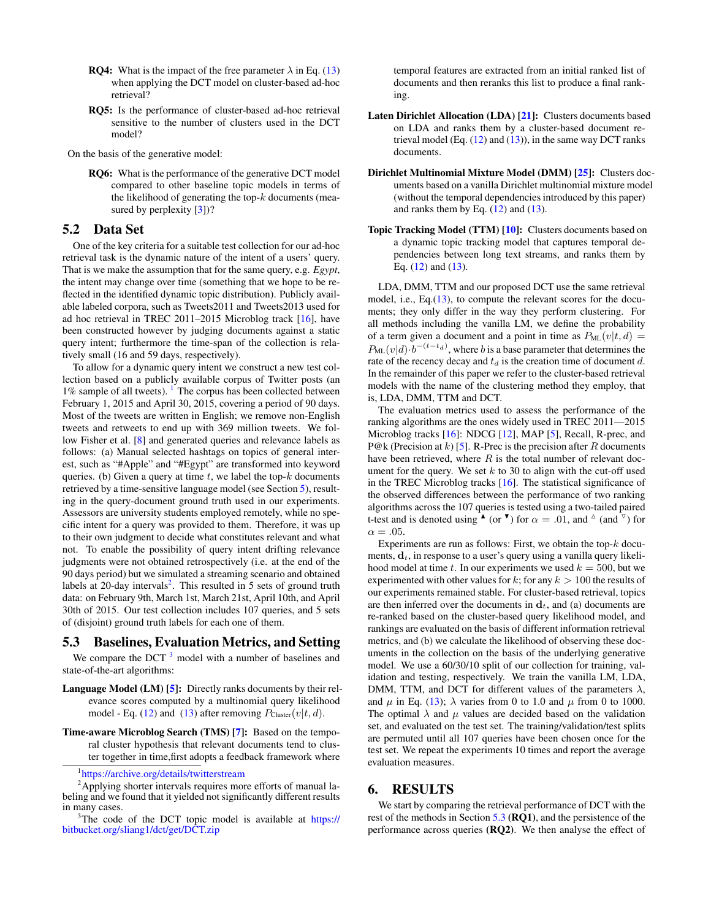**RQ4:** What is the impact of the free parameter $\lambda$ in Eq. (13) when applying the DCT model on cluster-based ad-hoc retrieval?

**RQ5:** Is the performance of cluster-based ad-hoc retrieval sensitive to the number of clusters used in the DCT model?

On the basis of the generative model:

**RQ6:** What is the performance of the generative DCT model compared to other baseline topic models in terms of the likelihood of generating the top-$k$ documents (measured by perplexity [3])?

## 5.2 Data Set

One of the key criteria for a suitable test collection for our ad-hoc retrieval task is the dynamic nature of the intent of a users' query. That is we make the assumption that for the same query, e.g. *Egypt*, the intent may change over time (something that we hope to be reflected in the identified dynamic topic distribution). Publicly available labeled corpora, such as Tweets2011 and Tweets2013 used for ad hoc retrieval in TREC 2011–2015 Microblog track [16], have been constructed however by judging documents against a static query intent; furthermore the time-span of the collection is relatively small (16 and 59 days, respectively).

To allow for a dynamic query intent we construct a new test collection based on a publicly available corpus of Twitter posts (an 1% sample of all tweets). [1] The corpus has been collected between February 1, 2015 and April 30, 2015, covering a period of 90 days. Most of the tweets are written in English; we remove non-English tweets and retweets to end up with 369 million tweets. We follow Fisher et al. [8] and generated queries and relevance labels as follows: (a) Manual selected hashtags on topics of general interest, such as "#Apple" and "#Egypt" are transformed into keyword queries. (b) Given a query at time $t$, we label the top-$k$ documents retrieved by a time-sensitive language model (see Section 5), resulting in the query-document ground truth used in our experiments. Assessors are university students employed remotely, while no specific intent for a query was provided to them. Therefore, it was up to their own judgment to decide what constitutes relevant and what not. To enable the possibility of query intent drifting relevance judgments were not obtained retrospectively (i.e. at the end of the 90 days period) but we simulated a streaming scenario and obtained labels at 20-day intervals[2]. This resulted in 5 sets of ground truth data: on February 9th, March 1st, March 21st, April 10th, and April 30th of 2015. Our test collection includes 107 queries, and 5 sets of (disjoint) ground truth labels for each one of them.

## 5.3 Baselines, Evaluation Metrics, and Setting

We compare the DCT [3] model with a number of baselines and state-of-the-art algorithms:

**Language Model (LM) [5]:** Directly ranks documents by their relevance scores computed by a multinomial query likelihood model - Eq. (12) and (13) after removing $P_{\text{Cluster}}(v|t,d)$.

**Time-aware Microblog Search (TMS) [7]:** Based on the temporal cluster hypothesis that relevant documents tend to cluster together in time,first adopts a feedback framework where temporal features are extracted from an initial ranked list of documents and then reranks this list to produce a final ranking.

**Laten Dirichlet Allocation (LDA) [21]:** Clusters documents based on LDA and ranks them by a cluster-based document retrieval model (Eq. (12) and (13)), in the same way DCT ranks documents.

**Dirichlet Multinomial Mixture Model (DMM) [25]:** Clusters documents based on a vanilla Dirichlet multinomial mixture model (without the temporal dependencies introduced by this paper) and ranks them by Eq. (12) and (13).

**Topic Tracking Model (TTM) [10]:** Clusters documents based on a dynamic topic tracking model that captures temporal dependencies between long text streams, and ranks them by Eq. (12) and (13).

LDA, DMM, TTM and our proposed DCT use the same retrieval model, i.e., Eq.(13), to compute the relevant scores for the documents; they only differ in the way they perform clustering. For all methods including the vanilla LM, we define the probability of a term given a document and a point in time as $P_{\text{ML}}(v|t,d) = P_{\text{ML}}(v|d) \cdot b^{-(t-t_d)}$, where $b$ is a base parameter that determines the rate of the recency decay and $t_d$ is the creation time of document $d$. In the remainder of this paper we refer to the cluster-based retrieval models with the name of the clustering method they employ, that is, LDA, DMM, TTM and DCT.

The evaluation metrics used to assess the performance of the ranking algorithms are the ones widely used in TREC 2011—2015 Microblog tracks [16]: NDCG [12], MAP [5], Recall, R-prec, and P@k (Precision at $k$) [5]. R-Prec is the precision after $R$ documents have been retrieved, where $R$ is the total number of relevant document for the query. We set $k$ to 30 to align with the cut-off used in the TREC Microblog tracks [16]. The statistical significance of the observed differences between the performance of two ranking algorithms across the 107 queries is tested using a two-tailed paired t-test and is denoted using ▲ (or ▼) for $\alpha = .01$, and △ (and ▽) for $\alpha = .05$.

Experiments are run as follows: First, we obtain the top-$k$ documents, $\mathbf{d}_t$, in response to a user's query using a vanilla query likelihood model at time $t$. In our experiments we used $k = 500$, but we experimented with other values for $k$; for any $k > 100$ the results of our experiments remained stable. For cluster-based retrieval, topics are then inferred over the documents in $\mathbf{d}_t$, and (a) documents are re-ranked based on the cluster-based query likelihood model, and rankings are evaluated on the basis of different information retrieval metrics, and (b) we calculate the likelihood of observing these documents in the collection on the basis of the underlying generative model. We use a 60/30/10 split of our collection for training, validation and testing, respectively. We train the vanilla LM, LDA, DMM, TTM, and DCT for different values of the parameters $\lambda$, and $\mu$ in Eq. (13); $\lambda$ varies from 0 to 1.0 and $\mu$ from 0 to 1000. The optimal $\lambda$ and $\mu$ values are decided based on the validation set, and evaluated on the test set. The training/validation/test splits are permuted until all 107 queries have been chosen once for the test set. We repeat the experiments 10 times and report the average evaluation measures.

# 6. RESULTS

We start by comparing the retrieval performance of DCT with the rest of the methods in Section 5.3 (**RQ1**), and the persistence of the performance across queries (**RQ2**). We then analyse the effect of

---

[1] https://archive.org/details/twitterstream

[2] Applying shorter intervals requires more efforts of manual labeling and we found that it yielded not significantly different results in many cases.

[3] The code of the DCT topic model is available at https://bitbucket.org/sliang1/dct/get/DCT.zip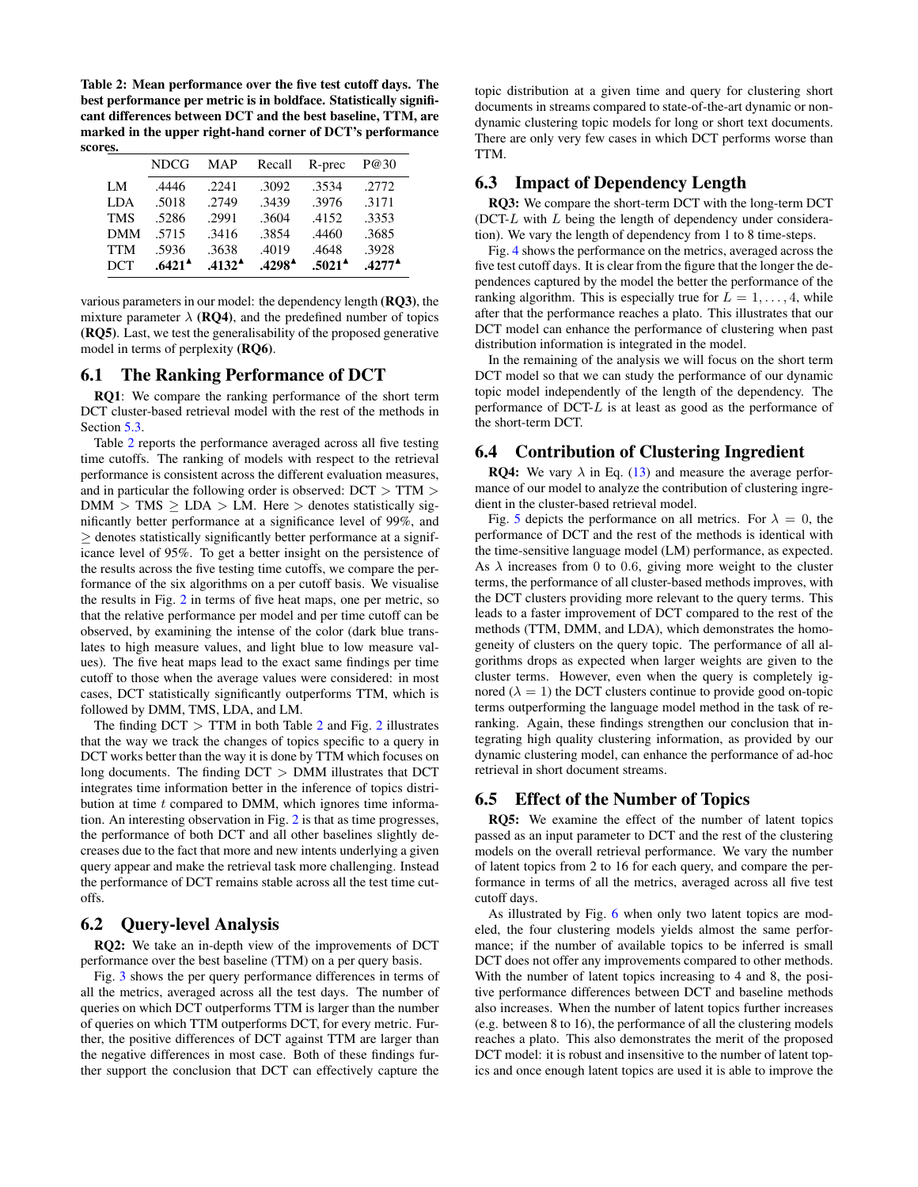**Table 2: Mean performance over the five test cutoff days. The best performance per metric is in boldface. Statistically significant differences between DCT and the best baseline, TTM, are marked in the upper right-hand corner of DCT's performance scores.**

| | NDCG | MAP | Recall | R-prec | P@30 |
|---|---|---|---|---|---|
| LM | .4446 | .2241 | .3092 | .3534 | .2772 |
| LDA | .5018 | .2749 | .3439 | .3976 | .3171 |
| TMS | .5286 | .2991 | .3604 | .4152 | .3353 |
| DMM | .5715 | .3416 | .3854 | .4460 | .3685 |
| TTM | .5936 | .3638 | .4019 | .4648 | .3928 |
| DCT | **.6421**$^\blacktriangle$ | **.4132**$^\blacktriangle$ | **.4298**$^\blacktriangle$ | **.5021**$^\blacktriangle$ | **.4277**$^\blacktriangle$ |

various parameters in our model: the dependency length (**RQ3**), the mixture parameter $\lambda$ (**RQ4**), and the predefined number of topics (**RQ5**). Last, we test the generalisability of the proposed generative model in terms of perplexity (**RQ6**).

## 6.1 The Ranking Performance of DCT

**RQ1**: We compare the ranking performance of the short term DCT cluster-based retrieval model with the rest of the methods in Section 5.3.

Table 2 reports the performance averaged across all five testing time cutoffs. The ranking of models with respect to the retrieval performance is consistent across the different evaluation measures, and in particular the following order is observed: DCT > TTM > DMM > TMS $\geq$ LDA > LM. Here > denotes statistically significantly better performance at a significance level of 99%, and $\geq$ denotes statistically significantly better performance at a significance level of 95%. To get a better insight on the persistence of the results across the five testing time cutoffs, we compare the performance of the six algorithms on a per cutoff basis. We visualise the results in Fig. 2 in terms of five heat maps, one per metric, so that the relative performance per model and per time cutoff can be observed, by examining the intense of the color (dark blue translates to high measure values, and light blue to low measure values). The five heat maps lead to the exact same findings per time cutoff to those when the average values were considered: in most cases, DCT statistically significantly outperforms TTM, which is followed by DMM, TMS, LDA, and LM.

The finding DCT > TTM in both Table 2 and Fig. 2 illustrates that the way we track the changes of topics specific to a query in DCT works better than the way it is done by TTM which focuses on long documents. The finding DCT > DMM illustrates that DCT integrates time information better in the inference of topics distribution at time $t$ compared to DMM, which ignores time information. An interesting observation in Fig. 2 is that as time progresses, the performance of both DCT and all other baselines slightly decreases due to the fact that more and new intents underlying a given query appear and make the retrieval task more challenging. Instead the performance of DCT remains stable across all the test time cutoffs.

## 6.2 Query-level Analysis

**RQ2:** We take an in-depth view of the improvements of DCT performance over the best baseline (TTM) on a per query basis.

Fig. 3 shows the per query performance differences in terms of all the metrics, averaged across all the test days. The number of queries on which DCT outperforms TTM is larger than the number of queries on which TTM outperforms DCT, for every metric. Further, the positive differences of DCT against TTM are larger than the negative differences in most case. Both of these findings further support the conclusion that DCT can effectively capture the topic distribution at a given time and query for clustering short documents in streams compared to state-of-the-art dynamic or non-dynamic clustering topic models for long or short text documents. There are only very few cases in which DCT performs worse than TTM.

## 6.3 Impact of Dependency Length

**RQ3:** We compare the short-term DCT with the long-term DCT (DCT-$L$ with $L$ being the length of dependency under consideration). We vary the length of dependency from 1 to 8 time-steps.

Fig. 4 shows the performance on the metrics, averaged across the five test cutoff days. It is clear from the figure that the longer the dependences captured by the model the better the performance of the ranking algorithm. This is especially true for $L = 1, \ldots, 4$, while after that the performance reaches a plato. This illustrates that our DCT model can enhance the performance of clustering when past distribution information is integrated in the model.

In the remaining of the analysis we will focus on the short term DCT model so that we can study the performance of our dynamic topic model independently of the length of the dependency. The performance of DCT-$L$ is at least as good as the performance of the short-term DCT.

## 6.4 Contribution of Clustering Ingredient

**RQ4:** We vary $\lambda$ in Eq. (13) and measure the average performance of our model to analyze the contribution of clustering ingredient in the cluster-based retrieval model.

Fig. 5 depicts the performance on all metrics. For $\lambda = 0$, the performance of DCT and the rest of the methods is identical with the time-sensitive language model (LM) performance, as expected. As $\lambda$ increases from 0 to 0.6, giving more weight to the cluster terms, the performance of all cluster-based methods improves, with the DCT clusters providing more relevant to the query terms. This leads to a faster improvement of DCT compared to the rest of the methods (TTM, DMM, and LDA), which demonstrates the homogeneity of clusters on the query topic. The performance of all algorithms drops as expected when larger weights are given to the cluster terms. However, even when the query is completely ignored ($\lambda = 1$) the DCT clusters continue to provide good on-topic terms outperforming the language model method in the task of re-ranking. Again, these findings strengthen our conclusion that integrating high quality clustering information, as provided by our dynamic clustering model, can enhance the performance of ad-hoc retrieval in short document streams.

## 6.5 Effect of the Number of Topics

**RQ5:** We examine the effect of the number of latent topics passed as an input parameter to DCT and the rest of the clustering models on the overall retrieval performance. We vary the number of latent topics from 2 to 16 for each query, and compare the performance in terms of all the metrics, averaged across all five test cutoff days.

As illustrated by Fig. 6 when only two latent topics are modeled, the four clustering models yields almost the same performance; if the number of available topics to be inferred is small DCT does not offer any improvements compared to other methods. With the number of latent topics increasing to 4 and 8, the positive performance differences between DCT and baseline methods also increases. When the number of latent topics further increases (e.g. between 8 to 16), the performance of all the clustering models reaches a plato. This also demonstrates the merit of the proposed DCT model: it is robust and insensitive to the number of latent topics and once enough latent topics are used it is able to improve the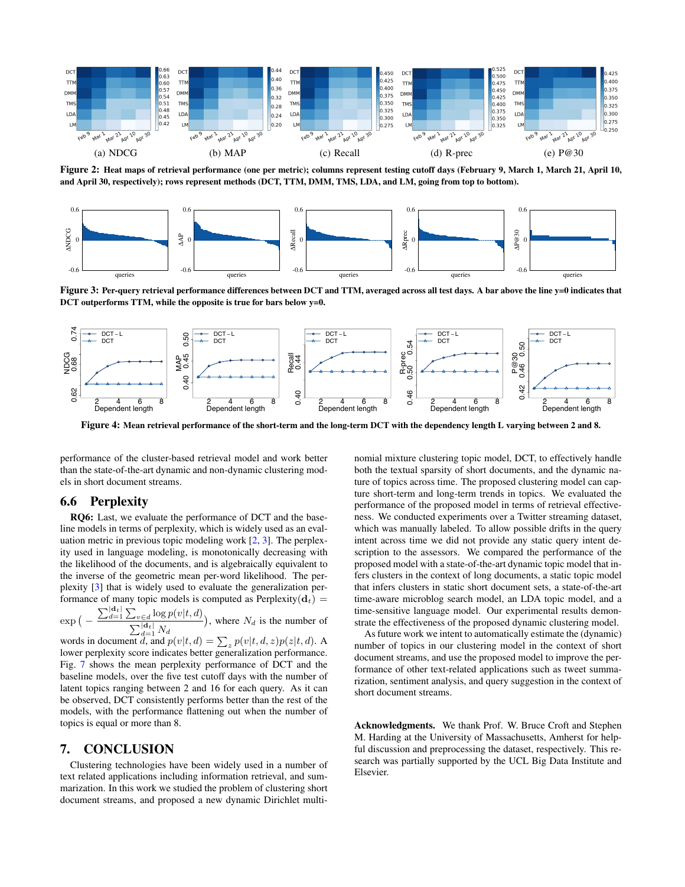Figure 2: Heat maps of retrieval performance (one per metric); columns represent testing cutoff days (February 9, March 1, March 21, April 10, and April 30, respectively); rows represent methods (DCT, TTM, DMM, TMS, LDA, and LM, going from top to bottom).

Figure 3: Per-query retrieval performance differences between DCT and TTM, averaged across all test days. A bar above the line y=0 indicates that DCT outperforms TTM, while the opposite is true for bars below y=0.

Figure 4: Mean retrieval performance of the short-term and the long-term DCT with the dependency length L varying between 2 and 8.

performance of the cluster-based retrieval model and work better than the state-of-the-art dynamic and non-dynamic clustering models in short document streams.

## 6.6 Perplexity

**RQ6:** Last, we evaluate the performance of DCT and the baseline models in terms of perplexity, which is widely used as an evaluation metric in previous topic modeling work [2, 3]. The perplexity used in language modeling, is monotonically decreasing with the likelihood of the documents, and is algebraically equivalent to the inverse of the geometric mean per-word likelihood. The perplexity [3] that is widely used to evaluate the generalization performance of many topic models is computed as Perplexity$(\mathbf{d}_t) = \exp\Big(-\frac{\sum_{d=1}^{|\mathbf{d}_t|}\sum_{v\in d}\log p(v|t,d)}{\sum_{d=1}^{|\mathbf{d}_t|}N_d}\Big)$, where $N_d$ is the number of words in document $d$, and $p(v|t,d) = \sum_z p(v|t,d,z)p(z|t,d)$. A lower perplexity score indicates better generalization performance. Fig. 7 shows the mean perplexity performance of DCT and the baseline models, over the five test cutoff days with the number of latent topics ranging between 2 and 16 for each query. As it can be observed, DCT consistently performs better than the rest of the models, with the performance flattening out when the number of topics is equal or more than 8.

# 7. CONCLUSION

Clustering technologies have been widely used in a number of text related applications including information retrieval, and summarization. In this work we studied the problem of clustering short document streams, and proposed a new dynamic Dirichlet multinomial mixture clustering topic model, DCT, to effectively handle both the textual sparsity of short documents, and the dynamic nature of topics across time. The proposed topic clustering model can capture short-term and long-term trends in topics. We evaluated the performance of the proposed model in terms of retrieval effectiveness. We conducted experiments over a Twitter streaming dataset, which was manually labeled. To allow possible drifts in the query intent across time we did not provide any static query intent description to the assessors. We compared the performance of the proposed model with a state-of-the-art dynamic topic model that infers clusters in the context of long documents, a static topic model that infers clusters in static short document sets, a state-of-the-art time-aware microblog search model, an LDA topic model, and a time-sensitive language model. Our experimental results demonstrate the effectiveness of the proposed dynamic clustering model.

As future work we intent to automatically estimate the (dynamic) number of topics in our clustering model in the context of short document streams, and use the proposed model to improve the performance of other text-related applications such as tweet summarization, sentiment analysis, and query suggestion in the context of short document streams.

**Acknowledgments.** We thank Prof. W. Bruce Croft and Stephen M. Harding at the University of Massachusetts, Amherst for helpful discussion and preprocessing the dataset, respectively. This research was partially supported by the UCL Big Data Institute and Elsevier.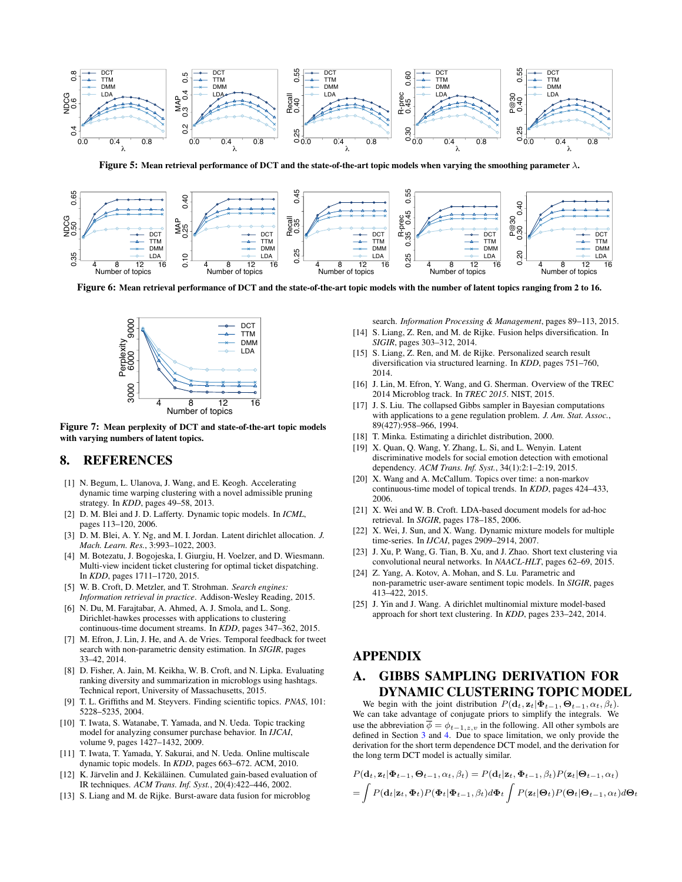Figure 5: Mean retrieval performance of DCT and the state-of-the-art topic models when varying the smoothing parameter $\lambda$.

Figure 6: Mean retrieval performance of DCT and the state-of-the-art topic models with the number of latent topics ranging from 2 to 16.

Figure 7: Mean perplexity of DCT and state-of-the-art topic models with varying numbers of latent topics.

## 8. REFERENCES

[1] N. Begum, L. Ulanova, J. Wang, and E. Keogh. Accelerating dynamic time warping clustering with a novel admissible pruning strategy. In *KDD*, pages 49–58, 2013.

[2] D. M. Blei and J. D. Lafferty. Dynamic topic models. In *ICML*, pages 113–120, 2006.

[3] D. M. Blei, A. Y. Ng, and M. I. Jordan. Latent dirichlet allocation. *J. Mach. Learn. Res.*, 3:993–1022, 2003.

[4] M. Botezatu, J. Bogojeska, I. Giurgiu, H. Voelzer, and D. Wiesmann. Multi-view incident ticket clustering for optimal ticket dispatching. In *KDD*, pages 1711–1720, 2015.

[5] W. B. Croft, D. Metzler, and T. Strohman. *Search engines: Information retrieval in practice*. Addison-Wesley Reading, 2015.

[6] N. Du, M. Farajtabar, A. Ahmed, A. J. Smola, and L. Song. Dirichlet-hawkes processes with applications to clustering continuous-time document streams. In *KDD*, pages 347–362, 2015.

[7] M. Efron, J. Lin, J. He, and A. de Vries. Temporal feedback for tweet search with non-parametric density estimation. In *SIGIR*, pages 33–42, 2014.

[8] D. Fisher, A. Jain, M. Keikha, W. B. Croft, and N. Lipka. Evaluating ranking diversity and summarization in microblogs using hashtags. Technical report, University of Massachusetts, 2015.

[9] T. L. Griffiths and M. Steyvers. Finding scientific topics. *PNAS*, 101: 5228–5235, 2004.

[10] T. Iwata, S. Watanabe, T. Yamada, and N. Ueda. Topic tracking model for analyzing consumer purchase behavior. In *IJCAI*, volume 9, pages 1427–1432, 2009.

[11] T. Iwata, T. Yamada, Y. Sakurai, and N. Ueda. Online multiscale dynamic topic models. In *KDD*, pages 663–672. ACM, 2010.

[12] K. Järvelin and J. Kekäläinen. Cumulated gain-based evaluation of IR techniques. *ACM Trans. Inf. Syst.*, 20(4):422–446, 2002.

[13] S. Liang and M. de Rijke. Burst-aware data fusion for microblog search. *Information Processing & Management*, pages 89–113, 2015.

[14] S. Liang, Z. Ren, and M. de Rijke. Fusion helps diversification. In *SIGIR*, pages 303–312, 2014.

[15] S. Liang, Z. Ren, and M. de Rijke. Personalized search result diversification via structured learning. In *KDD*, pages 751–760, 2014.

[16] J. Lin, M. Efron, Y. Wang, and G. Sherman. Overview of the TREC 2014 Microblog track. In *TREC 2015*. NIST, 2015.

[17] J. S. Liu. The collapsed Gibbs sampler in Bayesian computations with applications to a gene regulation problem. *J. Am. Stat. Assoc.*, 89(427):958–966, 1994.

[18] T. Minka. Estimating a dirichlet distribution, 2000.

[19] X. Quan, Q. Wang, Y. Zhang, L. Si, and L. Wenyin. Latent discriminative models for social emotion detection with emotional dependency. *ACM Trans. Inf. Syst.*, 34(1):2:1–2:19, 2015.

[20] X. Wang and A. McCallum. Topics over time: a non-markov continuous-time model of topical trends. In *KDD*, pages 424–433, 2006.

[21] X. Wei and W. B. Croft. LDA-based document models for ad-hoc retrieval. In *SIGIR*, pages 178–185, 2006.

[22] X. Wei, J. Sun, and X. Wang. Dynamic mixture models for multiple time-series. In *IJCAI*, pages 2909–2914, 2007.

[23] J. Xu, P. Wang, G. Tian, B. Xu, and J. Zhao. Short text clustering via convolutional neural networks. In *NAACL-HLT*, pages 62–69, 2015.

[24] Z. Yang, A. Kotov, A. Mohan, and S. Lu. Parametric and non-parametric user-aware sentiment topic models. In *SIGIR*, pages 413–422, 2015.

[25] J. Yin and J. Wang. A dirichlet multinomial mixture model-based approach for short text clustering. In *KDD*, pages 233–242, 2014.

# APPENDIX

## A. GIBBS SAMPLING DERIVATION FOR DYNAMIC CLUSTERING TOPIC MODEL

We begin with the joint distribution $P(\mathbf{d}_t, \mathbf{z}_t | \mathbf{\Phi}_{t-1}, \mathbf{\Theta}_{t-1}, \alpha_t, \beta_t)$. We can take advantage of conjugate priors to simplify the integrals. We use the abbreviation $\overline{\phi} = \phi_{t-1,z,v}$ in the following. All other symbols are defined in Section 3 and 4. Due to space limitation, we only provide the derivation for the short term dependence DCT model, and the derivation for the long term DCT model is actually similar.

$$
\begin{aligned}
&P(\mathbf{d}_t, \mathbf{z}_t | \mathbf{\Phi}_{t-1}, \mathbf{\Theta}_{t-1}, \alpha_t, \beta_t) = P(\mathbf{d}_t | \mathbf{z}_t, \mathbf{\Phi}_{t-1}, \beta_t) P(\mathbf{z}_t | \mathbf{\Theta}_{t-1}, \alpha_t) \\
&= \int P(\mathbf{d}_t | \mathbf{z}_t, \mathbf{\Phi}_t) P(\mathbf{\Phi}_t | \mathbf{\Phi}_{t-1}, \beta_t) d\mathbf{\Phi}_t \int P(\mathbf{z}_t | \mathbf{\Theta}_t) P(\mathbf{\Theta}_t | \mathbf{\Theta}_{t-1}, \alpha_t) d\mathbf{\Theta}_t
\end{aligned}
$$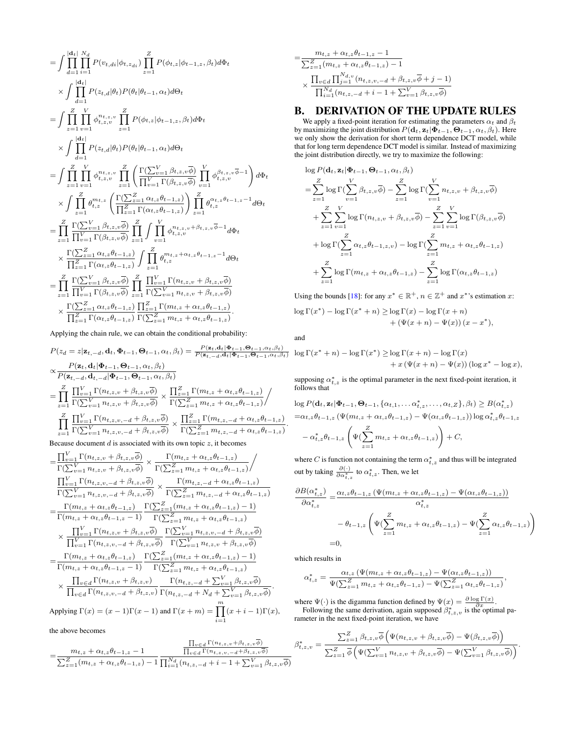$$
\begin{aligned}
&= \int \prod_{d=1}^{|\mathbf{d}_t|} \prod_{i=1}^{N_d} P(v_{t,d_i}|\phi_{t,z_{d_i}}) \prod_{z=1}^{Z} P(\phi_{t,z}|\phi_{t-1,z}, \beta_t) d\Phi_t \\
&\quad \times \int \prod_{d=1}^{|\mathbf{d}_t|} P(z_{t,d}|\theta_t) P(\theta_t|\theta_{t-1}, \alpha_t) d\Theta_t \\
&= \int \prod_{z=1}^{Z} \prod_{v=1}^{V} \phi_{t,z,v}^{n_{t,z,v}} \prod_{z=1}^{Z} P(\phi_{t,z}|\phi_{t-1,z}, \beta_t) d\Phi_t \\
&\quad \times \int \prod_{d=1}^{|\mathbf{d}_t|} P(z_{t,d}|\theta_t) P(\theta_t|\theta_{t-1}, \alpha_t) d\Theta_t \\
&= \int \prod_{z=1}^{Z} \prod_{v=1}^{V} \phi_{t,z,v}^{n_{t,z,v}} \prod_{z=1}^{Z} \left( \frac{\Gamma(\sum_{v=1}^{V} \beta_{t,z,v}\overline{\phi})}{\prod_{v=1}^{V} \Gamma(\beta_{t,z,v}\overline{\phi})} \prod_{v=1}^{V} \phi_{t,z,v}^{\beta_{t,z,v}\overline{\phi}-1} \right) d\Phi_t \\
&\quad \times \int \prod_{z=1}^{Z} \theta_{t,z}^{m_{t,z}} \left( \frac{\Gamma(\sum_{z=1}^{Z} \alpha_{t,z}\theta_{t-1,z})}{\prod_{z=1}^{Z} \Gamma(\alpha_{t,z}\theta_{t-1,z})} \right) \prod_{z=1}^{Z} \theta_{t,z}^{\alpha_{t,z}\theta_{t-1,z}-1} d\Theta_t \\
&= \prod_{z=1}^{Z} \frac{\Gamma(\sum_{v=1}^{V} \beta_{t,z,v}\overline{\phi})}{\prod_{v=1}^{V} \Gamma(\beta_{t,z,v}\overline{\phi})} \prod_{z=1}^{Z} \int \prod_{v=1}^{V} \phi_{t,z,v}^{n_{t,z,v}+\beta_{t,z,v}\overline{\phi}-1} d\Phi_t \\
&\quad \times \frac{\Gamma(\sum_{z=1}^{Z} \alpha_{t,z}\theta_{t-1,z})}{\prod_{z=1}^{Z} \Gamma(\alpha_{t,z}\theta_{t-1,z})} \int \prod_{z=1}^{Z} \theta_{t,z}^{m_{t,z}+\alpha_{t,z}\theta_{t-1,z}-1} d\Theta_t \\
&= \prod_{z=1}^{Z} \frac{\Gamma(\sum_{v=1}^{V} \beta_{t,z,v}\overline{\phi})}{\prod_{v=1}^{V} \Gamma(\beta_{t,z,v}\overline{\phi})} \prod_{z=1}^{Z} \frac{\prod_{v=1}^{V} \Gamma(n_{t,z,v}+\beta_{t,z,v}\overline{\phi})}{\Gamma(\sum_{v=1}^{V} n_{t,z,v}+\beta_{t,z,v}\overline{\phi})} \\
&\quad \times \frac{\Gamma(\sum_{z=1}^{Z} \alpha_{t,z}\theta_{t-1,z})}{\prod_{z=1}^{Z} \Gamma(\alpha_{t,z}\theta_{t-1,z})} \frac{\prod_{z=1}^{Z} \Gamma(m_{t,z}+\alpha_{t,z}\theta_{t-1,z})}{\Gamma(\sum_{z=1}^{Z} m_{t,z}+\alpha_{t,z}\theta_{t-1,z})}.
\end{aligned}
$$

Applying the chain rule, we can obtain the conditional probability:

$$
\begin{aligned}
&P(z_d = z|\mathbf{z}_{t,-d}, \mathbf{d}_t, \Phi_{t-1}, \Theta_{t-1}, \alpha_t, \beta_t) = \frac{P(\mathbf{z}_t, \mathbf{d}_t|\Phi_{t-1}, \Theta_{t-1}, \alpha_t, \beta_t)}{P(\mathbf{z}_{t,-d}, \mathbf{d}_t|\Phi_{t-1}, \Theta_{t-1}, \alpha_t, \beta_t)} \\
&\propto \frac{P(\mathbf{z}_t, \mathbf{d}_t|\Phi_{t-1}, \Theta_{t-1}, \alpha_t, \beta_t)}{P(\mathbf{z}_{t,-d}, \mathbf{d}_{t,-d}|\Phi_{t-1}, \Theta_{t-1}, \alpha_t, \beta_t)} \\
&= \prod_{z=1}^{Z} \frac{\prod_{v=1}^{V} \Gamma(n_{t,z,v}+\beta_{t,z,v}\overline{\phi})}{\Gamma(\sum_{v=1}^{V} n_{t,z,v}+\beta_{t,z,v}\overline{\phi})} \times \frac{\prod_{z=1}^{Z} \Gamma(m_{t,z}+\alpha_{t,z}\theta_{t-1,z})}{\Gamma(\sum_{z=1}^{Z} m_{t,z}+\alpha_{t,z}\theta_{t-1,z})} \Bigg/ \\
&\quad \prod_{z=1}^{Z} \frac{\prod_{v=1}^{V} \Gamma(n_{t,z,v,-d}+\beta_{t,z,v}\overline{\phi})}{\Gamma(\sum_{v=1}^{V} n_{t,z,v,-d}+\beta_{t,z,v}\overline{\phi})} \times \frac{\prod_{z=1}^{Z} \Gamma(m_{t,z,-d}+\alpha_{t,z}\theta_{t-1,z})}{\Gamma(\sum_{z=1}^{Z} m_{t,z,-d}+\alpha_{t,z}\theta_{t-1,z})}.
\end{aligned}
$$

Because document $d$ is associated with its own topic $z$, it becomes

$$
\begin{aligned}
&= \frac{\prod_{v=1}^{V} \Gamma(n_{t,z,v}+\beta_{t,z,v}\overline{\phi})}{\Gamma(\sum_{v=1}^{V} n_{t,z,v}+\beta_{t,z,v}\overline{\phi})} \times \frac{\Gamma(m_{t,z}+\alpha_{t,z}\theta_{t-1,z})}{\Gamma(\sum_{z=1}^{Z} m_{t,z}+\alpha_{t,z}\theta_{t-1,z})} \Bigg/ \\
&\quad \frac{\prod_{v=1}^{V} \Gamma(n_{t,z,v,-d}+\beta_{t,z,v}\overline{\phi})}{\Gamma(\sum_{v=1}^{V} n_{t,z,v,-d}+\beta_{t,z,v}\overline{\phi})} \times \frac{\Gamma(m_{t,z,-d}+\alpha_{t,z}\theta_{t-1,z})}{\Gamma(\sum_{z=1}^{Z} m_{t,z,-d}+\alpha_{t,z}\theta_{t-1,z})} \\
&= \frac{\Gamma(m_{t,z}+\alpha_{t,z}\theta_{t-1,z})}{\Gamma(m_{t,z}+\alpha_{t,z}\theta_{t-1,z}-1)} \frac{\Gamma(\sum_{z=1}^{Z}(m_{t,z}+\alpha_{t,z}\theta_{t-1,z})-1)}{\Gamma(\sum_{z=1}^{Z} m_{t,z}+\alpha_{t,z}\theta_{t-1,z})} \\
&\quad \times \frac{\prod_{v=1}^{V} \Gamma(n_{t,z,v}+\beta_{t,z,v}\overline{\phi})}{\prod_{v=1}^{V} \Gamma(n_{t,z,v,-d}+\beta_{t,z,v}\overline{\phi})} \frac{\Gamma(\sum_{v=1}^{V} n_{t,z,v,-d}+\beta_{t,z,v}\overline{\phi})}{\Gamma(\sum_{v=1}^{V} n_{t,z,v}+\beta_{t,z,v}\overline{\phi})} \\
&= \frac{\Gamma(m_{t,z}+\alpha_{t,z}\theta_{t-1,z})}{\Gamma(m_{t,z}+\alpha_{t,z}\theta_{t-1,z}-1)} \frac{\Gamma(\sum_{z=1}^{Z}(m_{t,z}+\alpha_{t,z}\theta_{t-1,z})-1)}{\Gamma(\sum_{z=1}^{Z} m_{t,z}+\alpha_{t,z}\theta_{t-1,z})} \\
&\quad \times \frac{\prod_{v \in d} \Gamma(n_{t,z,v}+\beta_{t,z,v})}{\prod_{v \in d} \Gamma(n_{t,z,v,-d}+\beta_{t,z,v})} \frac{\Gamma(n_{t,z,-d}+\sum_{v=1}^{V} \beta_{t,z,v}\overline{\phi})}{\Gamma(n_{t,z,-d}+N_d+\sum_{v=1}^{V} \beta_{t,z,v}\overline{\phi})}.
\end{aligned}
$$

Applying $\Gamma(x) = (x-1)\Gamma(x-1)$ and $\Gamma(x+m) = \prod_{i=1}^{m}(x+i-1)\Gamma(x)$,

the above becomes

$$
\begin{aligned}
&= \frac{m_{t,z}+\alpha_{t,z}\theta_{t-1,z}-1}{\sum_{z=1}^{Z}(m_{t,z}+\alpha_{t,z}\theta_{t-1,z})-1} \frac{\frac{\prod_{v \in d} \Gamma(n_{t,z,v}+\beta_{t,z,v}\overline{\phi})}{\prod_{v \in d} \Gamma(n_{t,z,v,-d}+\beta_{t,z,v}\overline{\phi})}}{\prod_{i=1}^{N_d}(n_{t,z,-d}+i-1+\sum_{v=1}^{V} \beta_{t,z,v}\overline{\phi})} \\
&= \frac{m_{t,z}+\alpha_{t,z}\theta_{t-1,z}-1}{\sum_{z=1}^{Z}(m_{t,z}+\alpha_{t,z}\theta_{t-1,z})-1} \\
&\quad \times \frac{\prod_{v \in d} \prod_{j=1}^{N_{d,v}}(n_{t,z,v,-d}+\beta_{t,z,v}\overline{\phi}+j-1)}{\prod_{i=1}^{N_d}(n_{t,z,-d}+i-1+\sum_{v=1}^{V} \beta_{t,z,v}\overline{\phi})}
\end{aligned}
$$

## B. DERIVATION OF THE UPDATE RULES

We apply a fixed-point iteration for estimating the parameters $\alpha_t$ and $\beta_t$ by maximizing the joint distribution $P(\mathbf{d}_t, \mathbf{z}_t|\Phi_{t-1}, \Theta_{t-1}, \alpha_t, \beta_t)$. Here we only show the derivation for short term dependence DCT model, while that for long term dependence DCT model is similar. Instead of maximizing the joint distribution directly, we try to maximize the following:

$$
\begin{aligned}
&\log P(\mathbf{d}_t, \mathbf{z}_t|\Phi_{t-1}, \Theta_{t-1}, \alpha_t, \beta_t) \\
&= \sum_{z=1}^{Z} \log \Gamma(\sum_{v=1}^{V} \beta_{t,z,v}\overline{\phi}) - \sum_{z=1}^{Z} \log \Gamma(\sum_{v=1}^{V} n_{t,z,v}+\beta_{t,z,v}\overline{\phi}) \\
&\quad + \sum_{z=1}^{Z} \sum_{v=1}^{V} \log \Gamma(n_{t,z,v}+\beta_{t,z,v}\overline{\phi}) - \sum_{z=1}^{Z} \sum_{v=1}^{V} \log \Gamma(\beta_{t,z,v}\overline{\phi}) \\
&\quad + \log \Gamma(\sum_{z=1}^{Z} \alpha_{t,z}\theta_{t-1,z,v}) - \log \Gamma(\sum_{z=1}^{Z} m_{t,z}+\alpha_{t,z}\theta_{t-1,z}) \\
&\quad + \sum_{z=1}^{Z} \log \Gamma(m_{t,z}+\alpha_{t,z}\theta_{t-1,z}) - \sum_{z=1}^{Z} \log \Gamma(\alpha_{t,z}\theta_{t-1,z})
\end{aligned}
$$

Using the bounds [18]: for any $x^* \in \mathbb{R}^+$, $n \in \mathbb{Z}^+$ and $x^*$'s estimation $x$:

$$
\begin{aligned}
\log \Gamma(x^*) - \log \Gamma(x^*+n) \geq &\log \Gamma(x) - \log \Gamma(x+n) \\
&+ (\Psi(x+n) - \Psi(x))(x - x^*),
\end{aligned}
$$

and

$$
\begin{aligned}
\log \Gamma(x^*+n) - \log \Gamma(x^*) \geq &\log \Gamma(x+n) - \log \Gamma(x) \\
&+ x(\Psi(x+n) - \Psi(x))(\log x^* - \log x),
\end{aligned}
$$

supposing $\alpha^*_{t,z}$ is the optimal parameter in the next fixed-point iteration, it follows that

$$
\begin{aligned}
&\log P(\mathbf{d}_t, \mathbf{z}_t|\Phi_{t-1}, \Theta_{t-1}, \{\alpha_{t,1}, \dots \alpha^*_{t,z}, \dots, \alpha_{t,Z}\}, \beta_t) \geq B(\alpha^*_{t,z}) \\
&= \alpha_{t,z}\theta_{t-1,z}\left(\Psi(m_{t,z}+\alpha_{t,z}\theta_{t-1,z}) - \Psi(\alpha_{t,z}\theta_{t-1,z})\right) \log \alpha^*_{t,z}\theta_{t-1,z} \\
&\quad - \alpha^*_{t,z}\theta_{t-1,z}\left(\Psi(\sum_{z=1}^{Z} m_{t,z}+\alpha_{t,z}\theta_{t-1,z})\right) + C,
\end{aligned}
$$

where $C$ is function not containing the term $\alpha^*_{t,z}$ and thus will be integrated out by taking $\frac{\partial(\cdot)}{\partial \alpha^*_{t,z}}$ to $\alpha^*_{t,z}$. Then, we let

$$
\begin{aligned}
\frac{\partial B(\alpha^*_{t,z})}{\partial \alpha^*_{t,z}} &= \frac{\alpha_{t,z}\theta_{t-1,z}\left(\Psi(m_{t,z}+\alpha_{t,z}\theta_{t-1,z}) - \Psi(\alpha_{t,z}\theta_{t-1,z})\right)}{\alpha^*_{t,z}} \\
&\quad - \theta_{t-1,z}\left(\Psi(\sum_{z=1}^{Z} m_{t,z}+\alpha_{t,z}\theta_{t-1,z}) - \Psi(\sum_{z=1}^{Z} \alpha_{t,z}\theta_{t-1,z})\right) \\
&= 0,
\end{aligned}
$$

which results in

$$
\alpha^*_{t,z} = \frac{\alpha_{t,z}\left(\Psi(m_{t,z}+\alpha_{t,z}\theta_{t-1,z}) - \Psi(\alpha_{t,z}\theta_{t-1,z})\right)}{\Psi(\sum_{z=1}^{Z} m_{t,z}+\alpha_{t,z}\theta_{t-1,z}) - \Psi(\sum_{z=1}^{Z} \alpha_{t,z}\theta_{t-1,z})},
$$

where $\Psi(\cdot)$ is the digamma function defined by $\Psi(x) = \frac{\partial \log \Gamma(x)}{\partial x}$.

Following the same derivation, again supposed $\beta^*_{t,z,v}$ is the optimal parameter in the next fixed-point iteration, we have

$$
\beta^*_{t,z,v} = \frac{\sum_{z=1}^{Z} \beta_{t,z,v}\overline{\phi}\left(\Psi(n_{t,z,v}+\beta_{t,z,v}\overline{\phi}) - \Psi(\beta_{t,z,v}\overline{\phi})\right)}{\sum_{z=1}^{Z} \overline{\phi}\left(\Psi(\sum_{v=1}^{V} n_{t,z,v}+\beta_{t,z,v}\overline{\phi}) - \Psi(\sum_{v=1}^{V} \beta_{t,z,v}\overline{\phi})\right)}.
$$